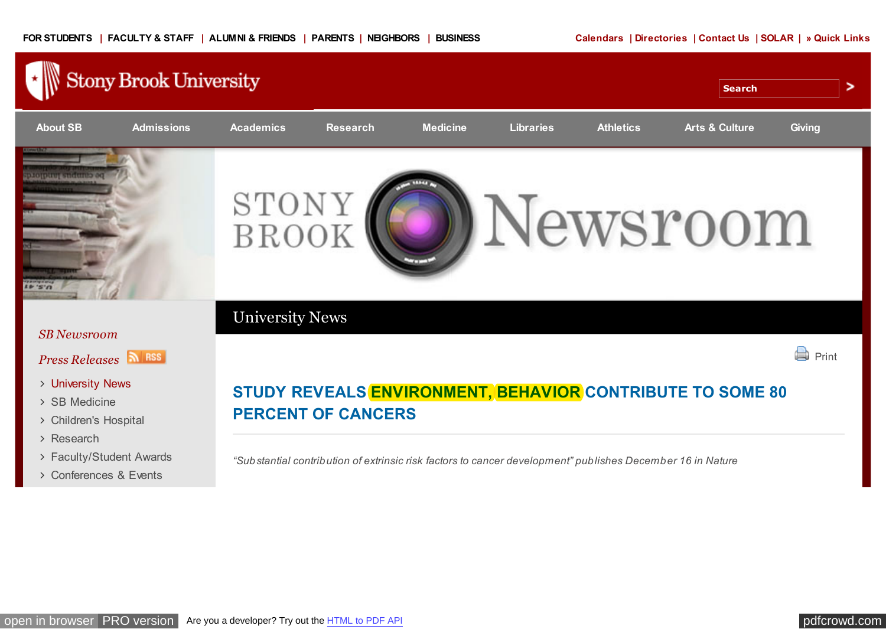FOR STUDENTS | FACULTY & STAFF | ALUMNI & FRIENDS | PARENTS | NEIGHBORS | BUSINESS

Calendars | Directories | Contact Us | SOLAR | » Quick Links

Stony Brook University

Search

About SB | Admissions | Academics | Research | Medicine | Libraries | Athletics | Arts & Culture | Giving

STONY BROOK Newsroom

*SB Newsroom*

*Press Releases* RSS

- University News
- SB Medicine
- Children's Hospital
- Research
- Faculty/Student Awards
- Conferences & Events

## University News

Print

# STUDY REVEALS ENVIRONMENT, BEHAVIOR CONTRIBUTE TO SOME 80 PERCENT OF CANCERS

*"Substantial contribution of extrinsic risk factors to cancer development" publishes December 16 in Nature*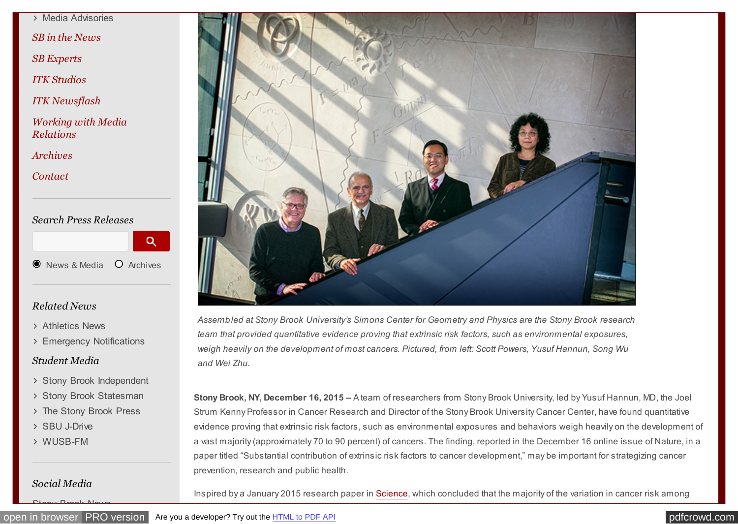- Media Advisories

*SB in the News*

*SB Experts*

*ITK Studios*

*ITK Newsflash*

*Working with Media Relations*

*Archives*

*Contact*

### *Search Press Releases*

News & Media   Archives

### *Related News*

- Athletics News
- Emergency Notifications

### *Student Media*

- Stony Brook Independent
- Stony Brook Statesman
- The Stony Brook Press
- SBU J-Drive
- WUSB-FM

### *Social Media*

*Assembled at Stony Brook University's Simons Center for Geometry and Physics are the Stony Brook research team that provided quantitative evidence proving that extrinsic risk factors, such as environmental exposures, weigh heavily on the development of most cancers. Pictured, from left: Scott Powers, Yusuf Hannun, Song Wu and Wei Zhu.*

**Stony Brook, NY, December 16, 2015 –** A team of researchers from Stony Brook University, led by Yusuf Hannun, MD, the Joel Strum Kenny Professor in Cancer Research and Director of the Stony Brook University Cancer Center, have found quantitative evidence proving that extrinsic risk factors, such as environmental exposures and behaviors weigh heavily on the development of a vast majority (approximately 70 to 90 percent) of cancers. The finding, reported in the December 16 online issue of Nature, in a paper titled "Substantial contribution of extrinsic risk factors to cancer development," may be important for strategizing cancer prevention, research and public health.

Inspired by a January 2015 research paper in Science, which concluded that the majority of the variation in cancer risk among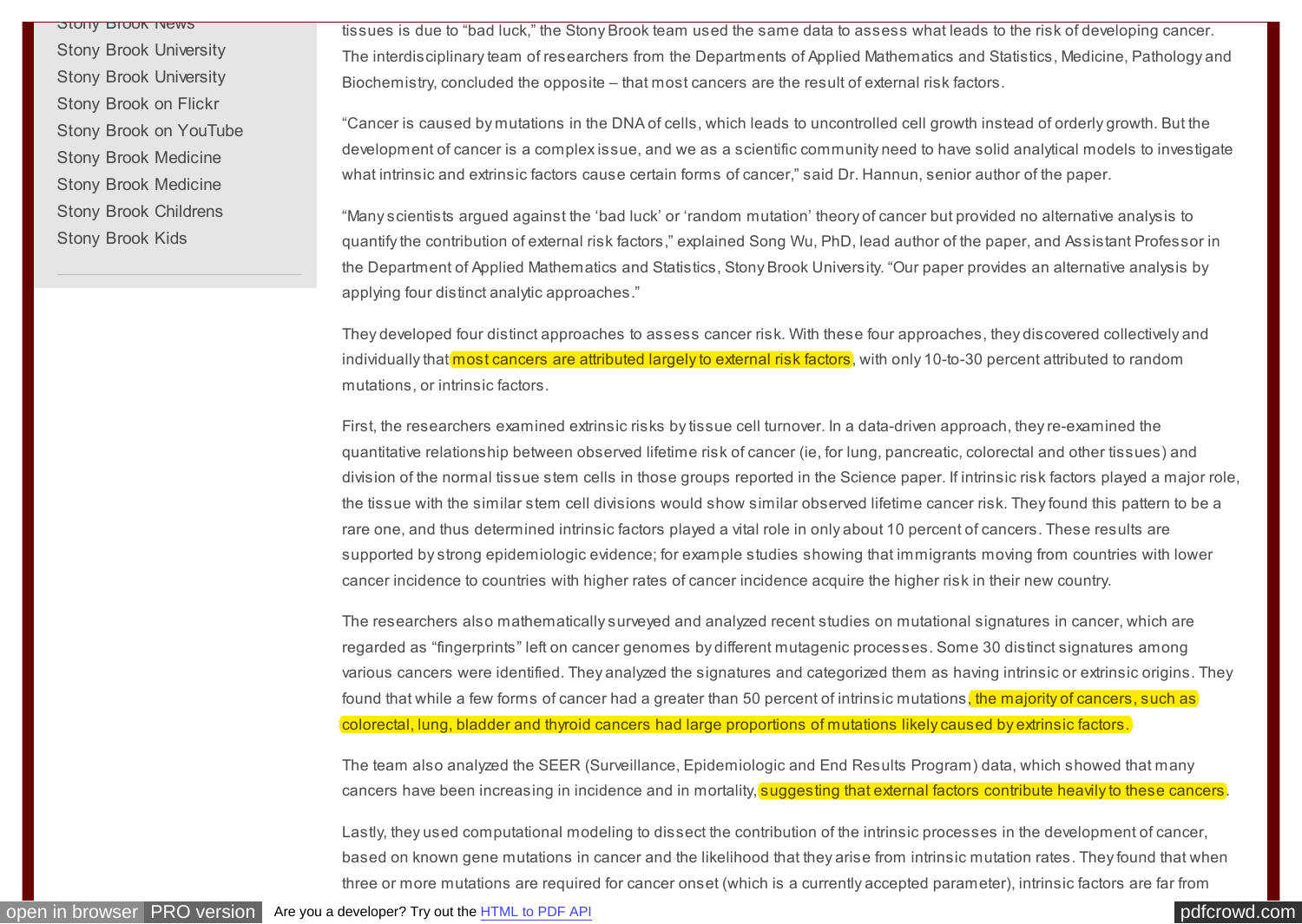Stony Brook News
Stony Brook University
Stony Brook University
Stony Brook on Flickr
Stony Brook on YouTube
Stony Brook Medicine
Stony Brook Medicine
Stony Brook Childrens
Stony Brook Kids

tissues is due to "bad luck," the Stony Brook team used the same data to assess what leads to the risk of developing cancer. The interdisciplinary team of researchers from the Departments of Applied Mathematics and Statistics, Medicine, Pathology and Biochemistry, concluded the opposite – that most cancers are the result of external risk factors.

"Cancer is caused by mutations in the DNA of cells, which leads to uncontrolled cell growth instead of orderly growth. But the development of cancer is a complex issue, and we as a scientific community need to have solid analytical models to investigate what intrinsic and extrinsic factors cause certain forms of cancer," said Dr. Hannun, senior author of the paper.

"Many scientists argued against the 'bad luck' or 'random mutation' theory of cancer but provided no alternative analysis to quantify the contribution of external risk factors," explained Song Wu, PhD, lead author of the paper, and Assistant Professor in the Department of Applied Mathematics and Statistics, Stony Brook University. "Our paper provides an alternative analysis by applying four distinct analytic approaches."

They developed four distinct approaches to assess cancer risk. With these four approaches, they discovered collectively and individually that most cancers are attributed largely to external risk factors, with only 10-to-30 percent attributed to random mutations, or intrinsic factors.

First, the researchers examined extrinsic risks by tissue cell turnover. In a data-driven approach, they re-examined the quantitative relationship between observed lifetime risk of cancer (ie, for lung, pancreatic, colorectal and other tissues) and division of the normal tissue stem cells in those groups reported in the Science paper. If intrinsic risk factors played a major role, the tissue with the similar stem cell divisions would show similar observed lifetime cancer risk. They found this pattern to be a rare one, and thus determined intrinsic factors played a vital role in only about 10 percent of cancers. These results are supported by strong epidemiologic evidence; for example studies showing that immigrants moving from countries with lower cancer incidence to countries with higher rates of cancer incidence acquire the higher risk in their new country.

The researchers also mathematically surveyed and analyzed recent studies on mutational signatures in cancer, which are regarded as "fingerprints" left on cancer genomes by different mutagenic processes. Some 30 distinct signatures among various cancers were identified. They analyzed the signatures and categorized them as having intrinsic or extrinsic origins. They found that while a few forms of cancer had a greater than 50 percent of intrinsic mutations, the majority of cancers, such as colorectal, lung, bladder and thyroid cancers had large proportions of mutations likely caused by extrinsic factors.

The team also analyzed the SEER (Surveillance, Epidemiologic and End Results Program) data, which showed that many cancers have been increasing in incidence and in mortality, suggesting that external factors contribute heavily to these cancers.

Lastly, they used computational modeling to dissect the contribution of the intrinsic processes in the development of cancer, based on known gene mutations in cancer and the likelihood that they arise from intrinsic mutation rates. They found that when three or more mutations are required for cancer onset (which is a currently accepted parameter), intrinsic factors are far from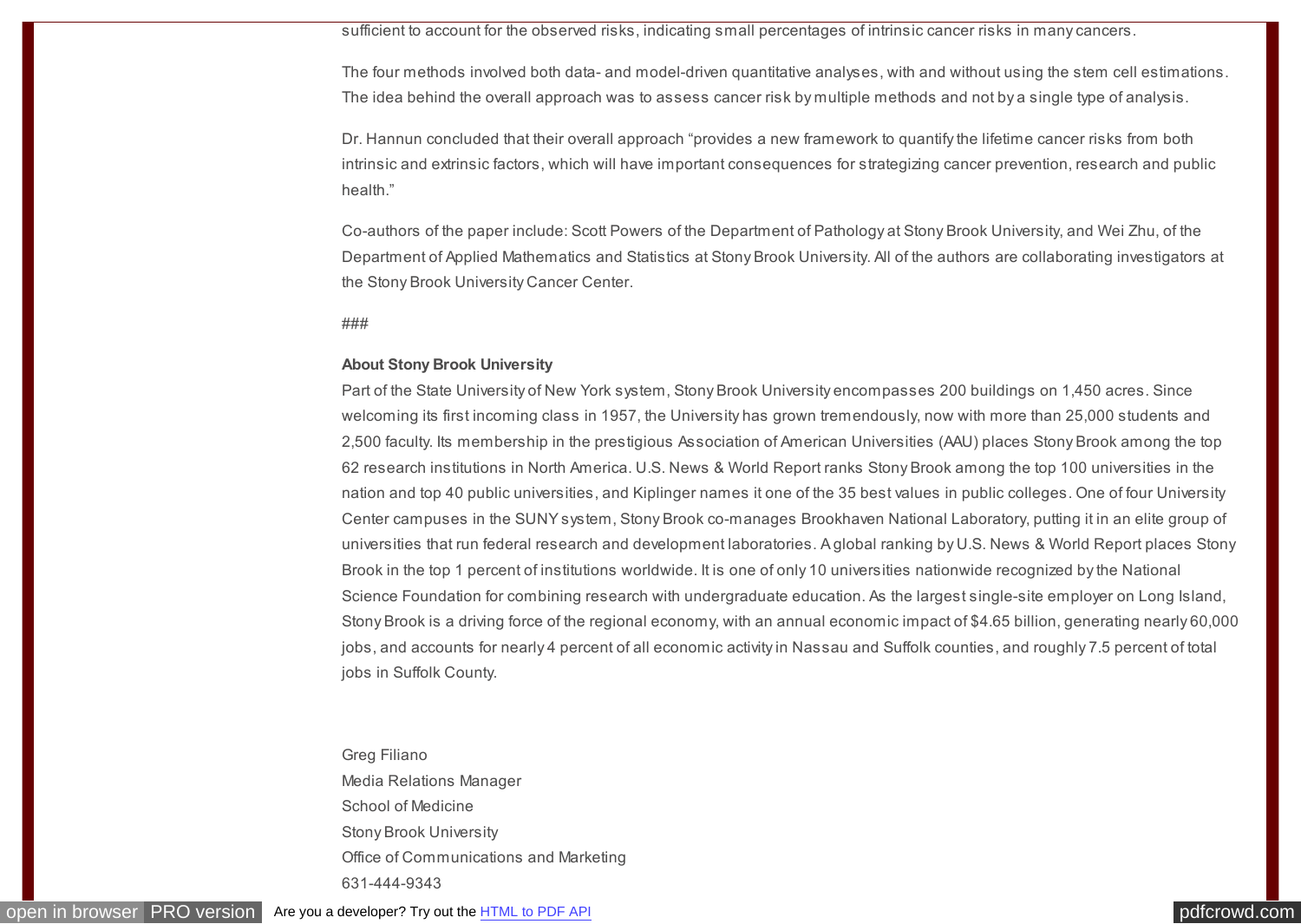sufficient to account for the observed risks, indicating small percentages of intrinsic cancer risks in many cancers.

The four methods involved both data- and model-driven quantitative analyses, with and without using the stem cell estimations. The idea behind the overall approach was to assess cancer risk by multiple methods and not by a single type of analysis.

Dr. Hannun concluded that their overall approach "provides a new framework to quantify the lifetime cancer risks from both intrinsic and extrinsic factors, which will have important consequences for strategizing cancer prevention, research and public health."

Co-authors of the paper include: Scott Powers of the Department of Pathology at Stony Brook University, and Wei Zhu, of the Department of Applied Mathematics and Statistics at Stony Brook University. All of the authors are collaborating investigators at the Stony Brook University Cancer Center.

###

**About Stony Brook University**

Part of the State University of New York system, Stony Brook University encompasses 200 buildings on 1,450 acres. Since welcoming its first incoming class in 1957, the University has grown tremendously, now with more than 25,000 students and 2,500 faculty. Its membership in the prestigious Association of American Universities (AAU) places Stony Brook among the top 62 research institutions in North America. U.S. News & World Report ranks Stony Brook among the top 100 universities in the nation and top 40 public universities, and Kiplinger names it one of the 35 best values in public colleges. One of four University Center campuses in the SUNY system, Stony Brook co-manages Brookhaven National Laboratory, putting it in an elite group of universities that run federal research and development laboratories. A global ranking by U.S. News & World Report places Stony Brook in the top 1 percent of institutions worldwide. It is one of only 10 universities nationwide recognized by the National Science Foundation for combining research with undergraduate education. As the largest single-site employer on Long Island, Stony Brook is a driving force of the regional economy, with an annual economic impact of $4.65 billion, generating nearly 60,000 jobs, and accounts for nearly 4 percent of all economic activity in Nassau and Suffolk counties, and roughly 7.5 percent of total jobs in Suffolk County.

Greg Filiano
Media Relations Manager
School of Medicine
Stony Brook University
Office of Communications and Marketing
631-444-9343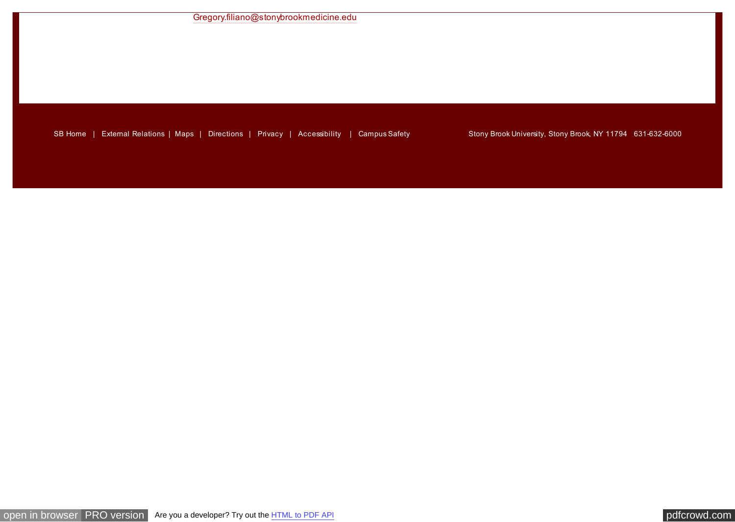Gregory.filiano@stonybrookmedicine.edu

SB Home | External Relations | Maps | Directions | Privacy | Accessibility | Campus Safety

Stony Brook University, Stony Brook, NY 11794 631-632-6000